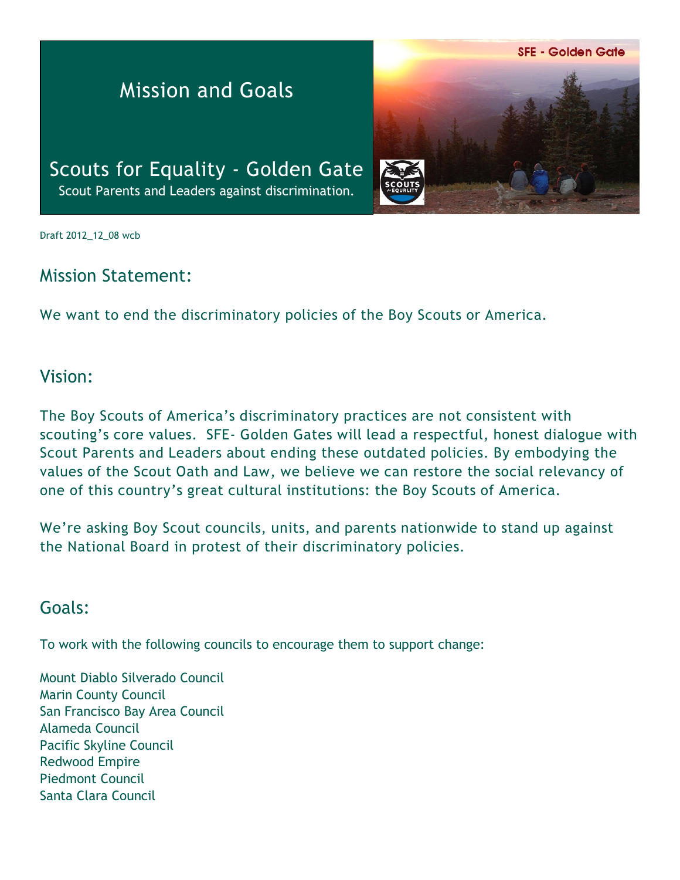# Mission and Goals

## Scouts for Equality - Golden Gate

Scout Parents and Leaders against discrimination.

SFE - Golden Gate

Draft 2012_12_08 wcb

## Mission Statement:

We want to end the discriminatory policies of the Boy Scouts or America.

## Vision:

The Boy Scouts of America's discriminatory practices are not consistent with scouting's core values. SFE- Golden Gates will lead a respectful, honest dialogue with Scout Parents and Leaders about ending these outdated policies. By embodying the values of the Scout Oath and Law, we believe we can restore the social relevancy of one of this country's great cultural institutions: the Boy Scouts of America.

We're asking Boy Scout councils, units, and parents nationwide to stand up against the National Board in protest of their discriminatory policies.

## Goals:

To work with the following councils to encourage them to support change:

Mount Diablo Silverado Council
Marin County Council
San Francisco Bay Area Council
Alameda Council
Pacific Skyline Council
Redwood Empire
Piedmont Council
Santa Clara Council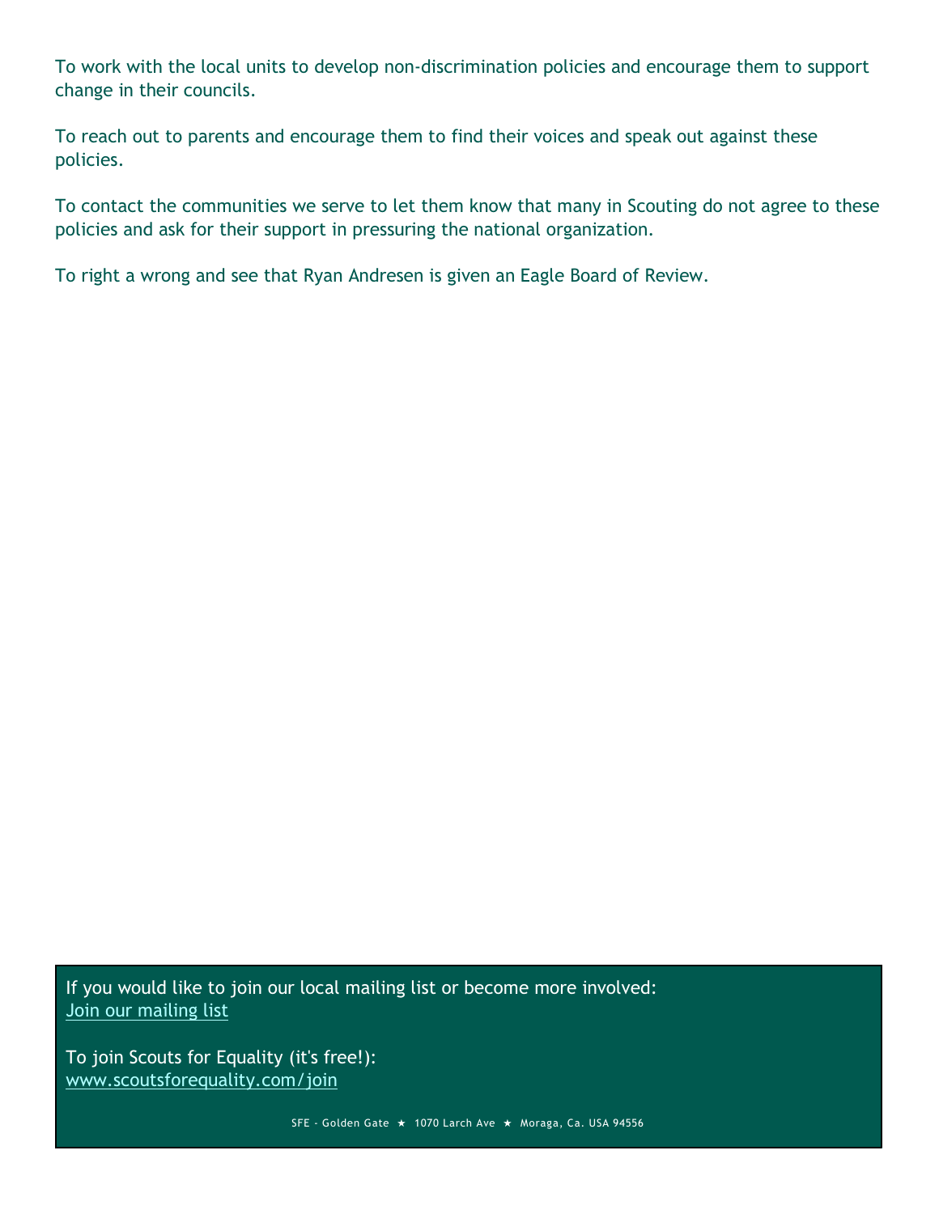To work with the local units to develop non-discrimination policies and encourage them to support change in their councils.

To reach out to parents and encourage them to find their voices and speak out against these policies.

To contact the communities we serve to let them know that many in Scouting do not agree to these policies and ask for their support in pressuring the national organization.

To right a wrong and see that Ryan Andresen is given an Eagle Board of Review.

If you would like to join our local mailing list or become more involved:
Join our mailing list

To join Scouts for Equality (it's free!):
www.scoutsforequality.com/join

SFE - Golden Gate ★ 1070 Larch Ave ★ Moraga, Ca. USA 94556